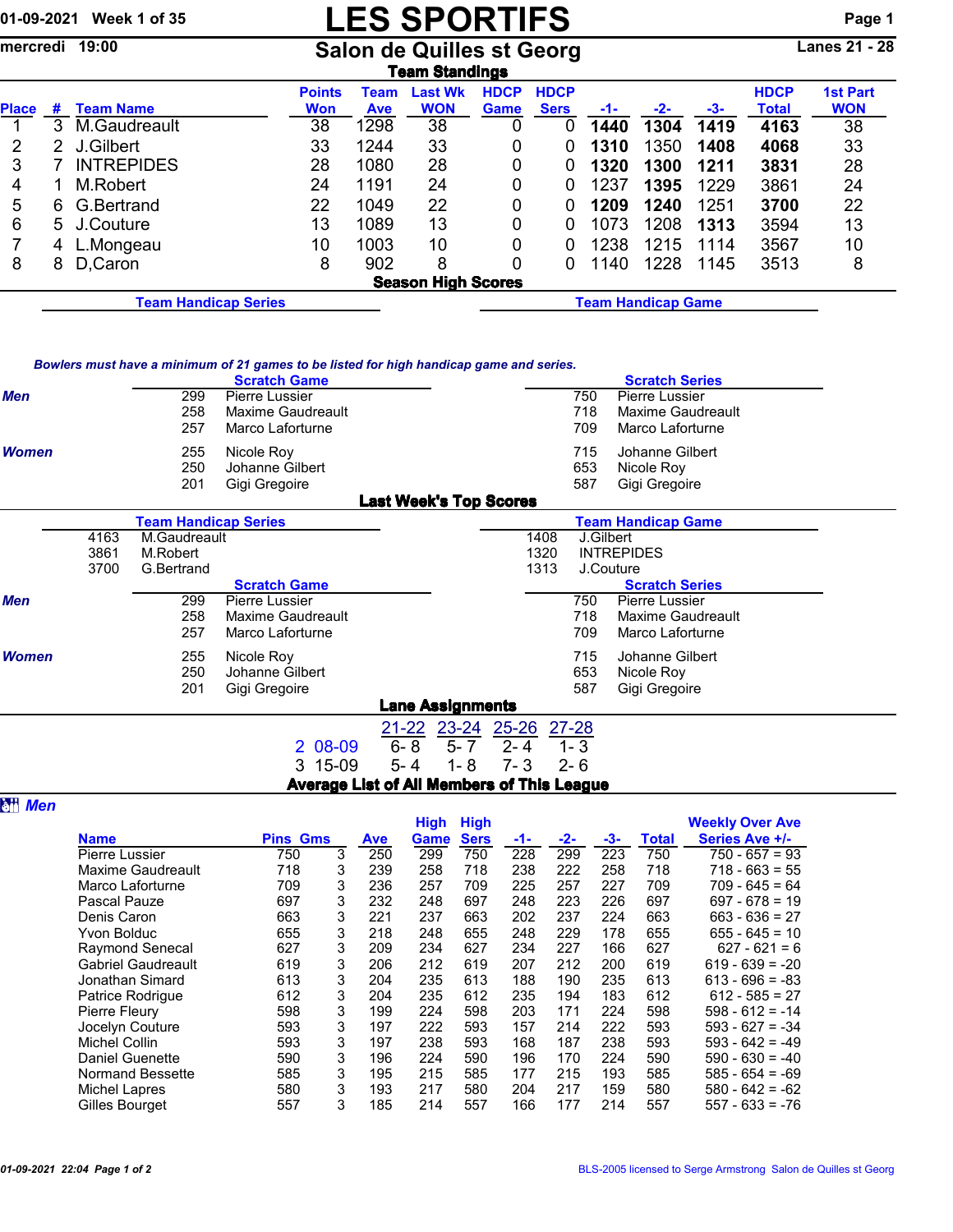# LES SPORTIFS

01-09-2021 Week 1 of 35

mercredi 19:00

## Salon de Quilles st Georg

Lanes 21 - 28

### Team Standings

| Place | # | Team Name | Points Won | Team Ave | Last Wk WON | HDCP Game | HDCP Sers | -1- | -2- | -3- | HDCP Total | 1st Part WON |
|---|---|---|---|---|---|---|---|---|---|---|---|---|
| 1 | 3 | M.Gaudreault | 38 | 1298 | 38 | 0 | 0 | **1440** | **1304** | **1419** | **4163** | 38 |
| 2 | 2 | J.Gilbert | 33 | 1244 | 33 | 0 | 0 | **1310** | 1350 | **1408** | **4068** | 33 |
| 3 | 7 | INTREPIDES | 28 | 1080 | 28 | 0 | 0 | **1320** | **1300** | **1211** | **3831** | 28 |
| 4 | 1 | M.Robert | 24 | 1191 | 24 | 0 | 0 | 1237 | **1395** | 1229 | 3861 | 24 |
| 5 | 6 | G.Bertrand | 22 | 1049 | 22 | 0 | 0 | **1209** | **1240** | 1251 | **3700** | 22 |
| 6 | 5 | J.Couture | 13 | 1089 | 13 | 0 | 0 | 1073 | 1208 | **1313** | 3594 | 13 |
| 7 | 4 | L.Mongeau | 10 | 1003 | 10 | 0 | 0 | 1238 | 1215 | 1114 | 3567 | 10 |
| 8 | 8 | D,Caron | 8 | 902 | 8 | 0 | 0 | 1140 | 1228 | 1145 | 3513 | 8 |

### Season High Scores

**Team Handicap Series** | **Team Handicap Game**

*Bowlers must have a minimum of 21 games to be listed for high handicap game and series.*

| | Scratch Game | | Scratch Series | |
|---|---|---|---|---|
| ***Men*** | 299 | Pierre Lussier | 750 | Pierre Lussier |
| | 258 | Maxime Gaudreault | 718 | Maxime Gaudreault |
| | 257 | Marco Laforturne | 709 | Marco Laforturne |
| ***Women*** | 255 | Nicole Roy | 715 | Johanne Gilbert |
| | 250 | Johanne Gilbert | 653 | Nicole Roy |
| | 201 | Gigi Gregoire | 587 | Gigi Gregoire |

### Last Week's Top Scores

| Team Handicap Series | | Team Handicap Game | |
|---|---|---|---|
| 4163 | M.Gaudreault | 1408 | J.Gilbert |
| 3861 | M.Robert | 1320 | INTREPIDES |
| 3700 | G.Bertrand | 1313 | J.Couture |

| | Scratch Game | | Scratch Series | |
|---|---|---|---|---|
| ***Men*** | 299 | Pierre Lussier | 750 | Pierre Lussier |
| | 258 | Maxime Gaudreault | 718 | Maxime Gaudreault |
| | 257 | Marco Laforturne | 709 | Marco Laforturne |
| ***Women*** | 255 | Nicole Roy | 715 | Johanne Gilbert |
| | 250 | Johanne Gilbert | 653 | Nicole Roy |
| | 201 | Gigi Gregoire | 587 | Gigi Gregoire |

### Lane Assignments

| | 21-22 | 23-24 | 25-26 | 27-28 |
|---|---|---|---|---|
| 2 08-09 | 6- 8 | 5- 7 | 2- 4 | 1- 3 |
| 3 15-09 | 5- 4 | 1- 8 | 7- 3 | 2- 6 |

### Average List of All Members of This League

***Men***

| Name | Pins | Gms | Ave | High Game | High Sers | -1- | -2- | -3- | Total | Weekly Over Ave Series Ave +/- |
|---|---|---|---|---|---|---|---|---|---|---|
| Pierre Lussier | 750 | 3 | 250 | 299 | 750 | 228 | 299 | 223 | 750 | 750 - 657 = 93 |
| Maxime Gaudreault | 718 | 3 | 239 | 258 | 718 | 238 | 222 | 258 | 718 | 718 - 663 = 55 |
| Marco Laforturne | 709 | 3 | 236 | 257 | 709 | 225 | 257 | 227 | 709 | 709 - 645 = 64 |
| Pascal Pauze | 697 | 3 | 232 | 248 | 697 | 248 | 223 | 226 | 697 | 697 - 678 = 19 |
| Denis Caron | 663 | 3 | 221 | 237 | 663 | 202 | 237 | 224 | 663 | 663 - 636 = 27 |
| Yvon Bolduc | 655 | 3 | 218 | 248 | 655 | 248 | 229 | 178 | 655 | 655 - 645 = 10 |
| Raymond Senecal | 627 | 3 | 209 | 234 | 627 | 234 | 227 | 166 | 627 | 627 - 621 = 6 |
| Gabriel Gaudreault | 619 | 3 | 206 | 212 | 619 | 207 | 212 | 200 | 619 | 619 - 639 = -20 |
| Jonathan Simard | 613 | 3 | 204 | 235 | 613 | 188 | 190 | 235 | 613 | 613 - 696 = -83 |
| Patrice Rodrigue | 612 | 3 | 204 | 235 | 612 | 235 | 194 | 183 | 612 | 612 - 585 = 27 |
| Pierre Fleury | 598 | 3 | 199 | 224 | 598 | 203 | 171 | 224 | 598 | 598 - 612 = -14 |
| Jocelyn Couture | 593 | 3 | 197 | 222 | 593 | 157 | 214 | 222 | 593 | 593 - 627 = -34 |
| Michel Collin | 593 | 3 | 197 | 238 | 593 | 168 | 187 | 238 | 593 | 593 - 642 = -49 |
| Daniel Guenette | 590 | 3 | 196 | 224 | 590 | 196 | 170 | 224 | 590 | 590 - 630 = -40 |
| Normand Bessette | 585 | 3 | 195 | 215 | 585 | 177 | 215 | 193 | 585 | 585 - 654 = -69 |
| Michel Lapres | 580 | 3 | 193 | 217 | 580 | 204 | 217 | 159 | 580 | 580 - 642 = -62 |
| Gilles Bourget | 557 | 3 | 185 | 214 | 557 | 166 | 177 | 214 | 557 | 557 - 633 = -76 |

BLS-2005 licensed to Serge Armstrong Salon de Quilles st Georg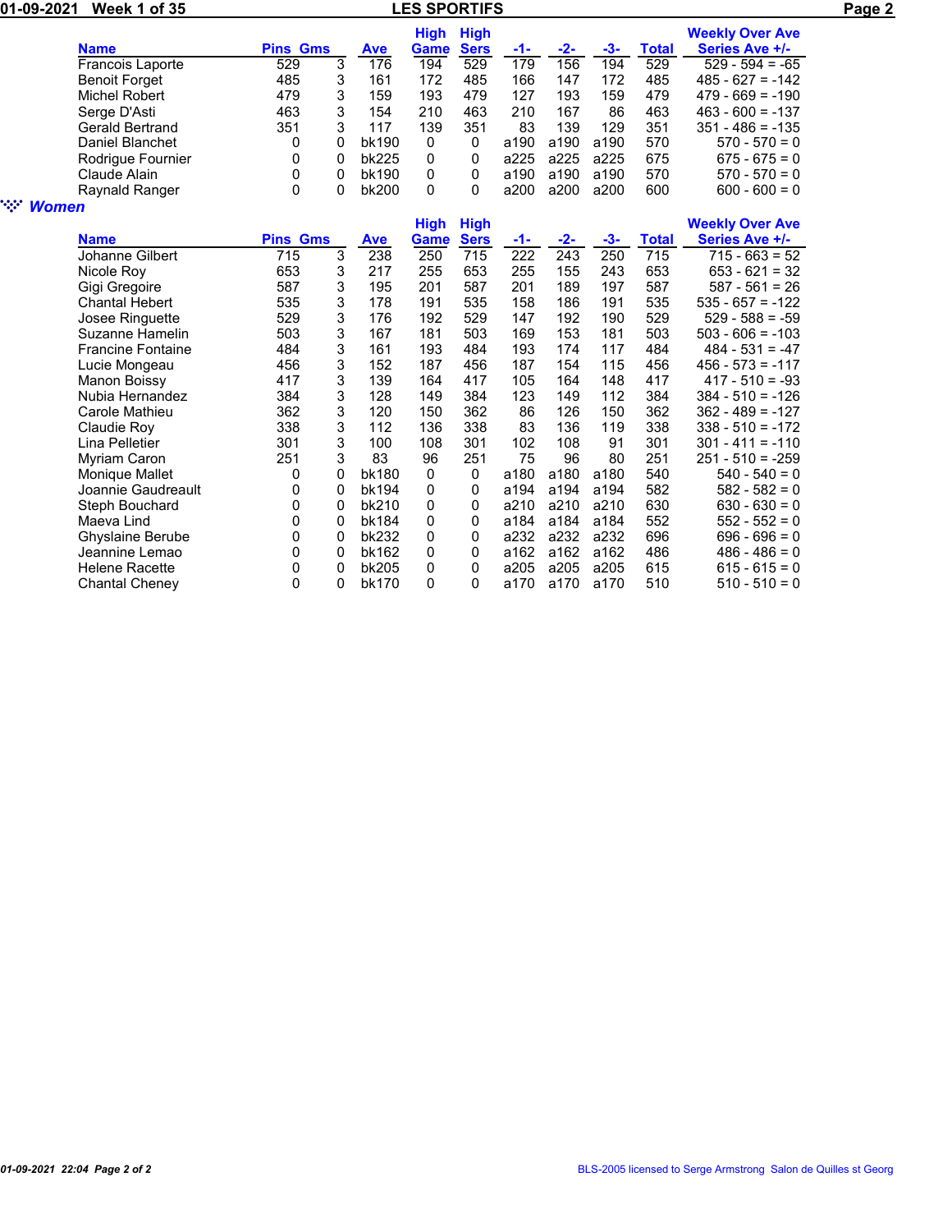| Name | Pins | Gms | Ave | High Game | High Sers | -1- | -2- | -3- | Total | Weekly Over Ave Series Ave +/- |
|---|---|---|---|---|---|---|---|---|---|---|
| Francois Laporte | 529 | 3 | 176 | 194 | 529 | 179 | 156 | 194 | 529 | 529 - 594 = -65 |
| Benoit Forget | 485 | 3 | 161 | 172 | 485 | 166 | 147 | 172 | 485 | 485 - 627 = -142 |
| Michel Robert | 479 | 3 | 159 | 193 | 479 | 127 | 193 | 159 | 479 | 479 - 669 = -190 |
| Serge D'Asti | 463 | 3 | 154 | 210 | 463 | 210 | 167 | 86 | 463 | 463 - 600 = -137 |
| Gerald Bertrand | 351 | 3 | 117 | 139 | 351 | 83 | 139 | 129 | 351 | 351 - 486 = -135 |
| Daniel Blanchet | 0 | 0 | bk190 | 0 | 0 | a190 | a190 | a190 | 570 | 570 - 570 = 0 |
| Rodrigue Fournier | 0 | 0 | bk225 | 0 | 0 | a225 | a225 | a225 | 675 | 675 - 675 = 0 |
| Claude Alain | 0 | 0 | bk190 | 0 | 0 | a190 | a190 | a190 | 570 | 570 - 570 = 0 |
| Raynald Ranger | 0 | 0 | bk200 | 0 | 0 | a200 | a200 | a200 | 600 | 600 - 600 = 0 |

## Women

| Name | Pins | Gms | Ave | High Game | High Sers | -1- | -2- | -3- | Total | Weekly Over Ave Series Ave +/- |
|---|---|---|---|---|---|---|---|---|---|---|
| Johanne Gilbert | 715 | 3 | 238 | 250 | 715 | 222 | 243 | 250 | 715 | 715 - 663 = 52 |
| Nicole Roy | 653 | 3 | 217 | 255 | 653 | 255 | 155 | 243 | 653 | 653 - 621 = 32 |
| Gigi Gregoire | 587 | 3 | 195 | 201 | 587 | 201 | 189 | 197 | 587 | 587 - 561 = 26 |
| Chantal Hebert | 535 | 3 | 178 | 191 | 535 | 158 | 186 | 191 | 535 | 535 - 657 = -122 |
| Josee Ringuette | 529 | 3 | 176 | 192 | 529 | 147 | 192 | 190 | 529 | 529 - 588 = -59 |
| Suzanne Hamelin | 503 | 3 | 167 | 181 | 503 | 169 | 153 | 181 | 503 | 503 - 606 = -103 |
| Francine Fontaine | 484 | 3 | 161 | 193 | 484 | 193 | 174 | 117 | 484 | 484 - 531 = -47 |
| Lucie Mongeau | 456 | 3 | 152 | 187 | 456 | 187 | 154 | 115 | 456 | 456 - 573 = -117 |
| Manon Boissy | 417 | 3 | 139 | 164 | 417 | 105 | 164 | 148 | 417 | 417 - 510 = -93 |
| Nubia Hernandez | 384 | 3 | 128 | 149 | 384 | 123 | 149 | 112 | 384 | 384 - 510 = -126 |
| Carole Mathieu | 362 | 3 | 120 | 150 | 362 | 86 | 126 | 150 | 362 | 362 - 489 = -127 |
| Claudie Roy | 338 | 3 | 112 | 136 | 338 | 83 | 136 | 119 | 338 | 338 - 510 = -172 |
| Lina Pelletier | 301 | 3 | 100 | 108 | 301 | 102 | 108 | 91 | 301 | 301 - 411 = -110 |
| Myriam Caron | 251 | 3 | 83 | 96 | 251 | 75 | 96 | 80 | 251 | 251 - 510 = -259 |
| Monique Mallet | 0 | 0 | bk180 | 0 | 0 | a180 | a180 | a180 | 540 | 540 - 540 = 0 |
| Joannie Gaudreault | 0 | 0 | bk194 | 0 | 0 | a194 | a194 | a194 | 582 | 582 - 582 = 0 |
| Steph Bouchard | 0 | 0 | bk210 | 0 | 0 | a210 | a210 | a210 | 630 | 630 - 630 = 0 |
| Maeva Lind | 0 | 0 | bk184 | 0 | 0 | a184 | a184 | a184 | 552 | 552 - 552 = 0 |
| Ghyslaine Berube | 0 | 0 | bk232 | 0 | 0 | a232 | a232 | a232 | 696 | 696 - 696 = 0 |
| Jeannine Lemao | 0 | 0 | bk162 | 0 | 0 | a162 | a162 | a162 | 486 | 486 - 486 = 0 |
| Helene Racette | 0 | 0 | bk205 | 0 | 0 | a205 | a205 | a205 | 615 | 615 - 615 = 0 |
| Chantal Cheney | 0 | 0 | bk170 | 0 | 0 | a170 | a170 | a170 | 510 | 510 - 510 = 0 |